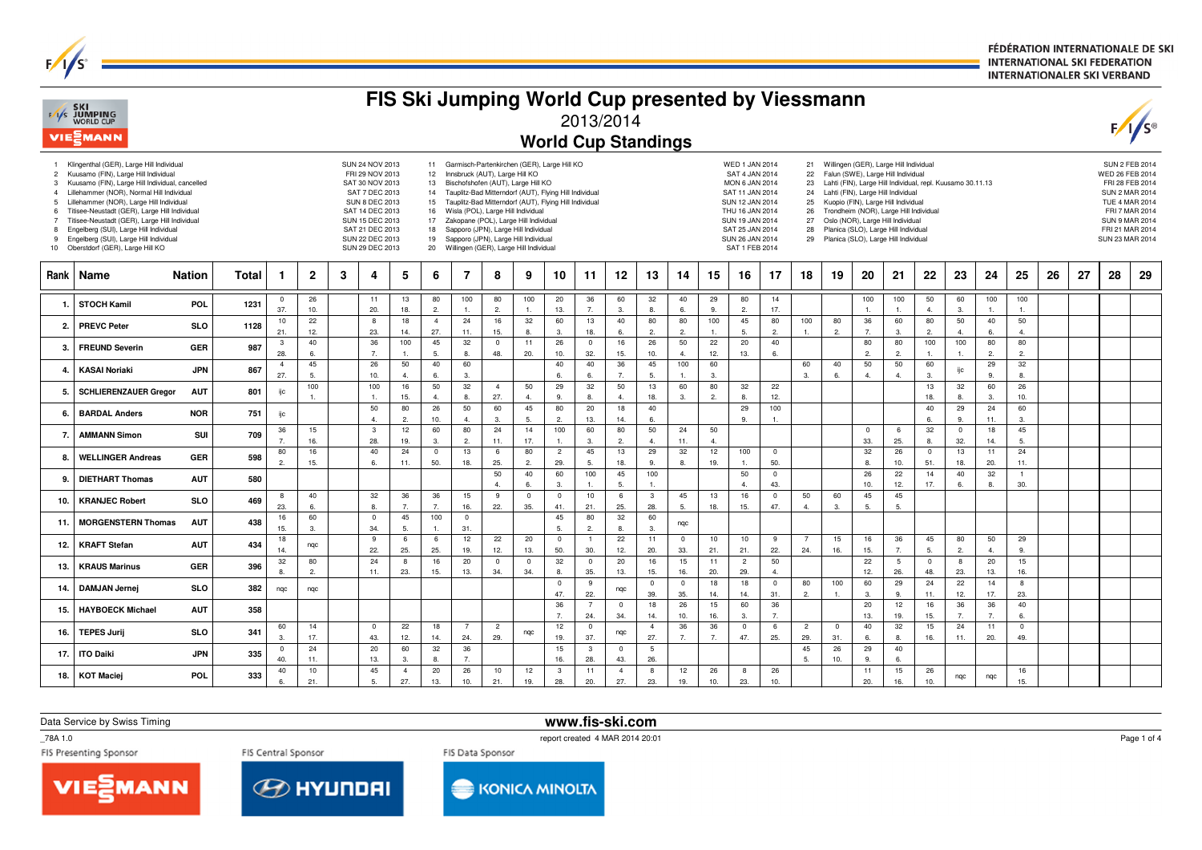# FIS Ski Jumping World Cup presented by Viessmann

## 2013/2014

## World Cup Standings

| No. | Competition | Date |
|---|---|---|
| 1 | Klingenthal (GER), Large Hill Individual | SUN 24 NOV 2013 |
| 2 | Kuusamo (FIN), Large Hill Individual | FRI 29 NOV 2013 |
| 3 | Kuusamo (FIN), Large Hill Individual, cancelled | SAT 30 NOV 2013 |
| 4 | Lillehammer (NOR), Normal Hill Individual | SAT 7 DEC 2013 |
| 5 | Lillehammer (NOR), Large Hill Individual | SUN 8 DEC 2013 |
| 6 | Titisee-Neustadt (GER), Large Hill Individual | SAT 14 DEC 2013 |
| 7 | Titisee-Neustadt (GER), Large Hill Individual | SUN 15 DEC 2013 |
| 8 | Engelberg (SUI), Large Hill Individual | SAT 21 DEC 2013 |
| 9 | Engelberg (SUI), Large Hill Individual | SUN 22 DEC 2013 |
| 10 | Oberstdorf (GER), Large Hill KO | SUN 29 DEC 2013 |
| 11 | Garmisch-Partenkirchen (GER), Large Hill KO | WED 1 JAN 2014 |
| 12 | Innsbruck (AUT), Large Hill KO | SAT 4 JAN 2014 |
| 13 | Bischofshofen (AUT), Large Hill KO | MON 6 JAN 2014 |
| 14 | Tauplitz-Bad Mitterndorf (AUT), Flying Hill Individual | SAT 11 JAN 2014 |
| 15 | Tauplitz-Bad Mitterndorf (AUT), Flying Hill Individual | SUN 12 JAN 2014 |
| 16 | Wisla (POL), Large Hill Individual | THU 16 JAN 2014 |
| 17 | Zakopane (POL), Large Hill Individual | SUN 19 JAN 2014 |
| 18 | Sapporo (JPN), Large Hill Individual | SAT 25 JAN 2014 |
| 19 | Sapporo (JPN), Large Hill Individual | SUN 26 JAN 2014 |
| 20 | Willingen (GER), Large Hill Individual | SAT 1 FEB 2014 |
| 21 | Willingen (GER), Large Hill Individual | SUN 2 FEB 2014 |
| 22 | Falun (SWE), Large Hill Individual | WED 26 FEB 2014 |
| 23 | Lahti (FIN), Large Hill Individual, repl. Kuusamo 30.11.13 | FRI 28 FEB 2014 |
| 24 | Lahti (FIN), Large Hill Individual | SUN 2 MAR 2014 |
| 25 | Kuopio (FIN), Large Hill Individual | TUE 4 MAR 2014 |
| 26 | Trondheim (NOR), Large Hill Individual | FRI 7 MAR 2014 |
| 27 | Oslo (NOR), Large Hill Individual | SUN 9 MAR 2014 |
| 28 | Planica (SLO), Large Hill Individual | FRI 21 MAR 2014 |
| 29 | Planica (SLO), Large Hill Individual | SUN 23 MAR 2014 |

Each competition cell shows points / place.

| Rank | Name | Nation | Total | 1 | 2 | 3 | 4 | 5 | 6 | 7 | 8 | 9 | 10 | 11 | 12 | 13 | 14 | 15 | 16 | 17 | 18 | 19 | 20 | 21 | 22 | 23 | 24 | 25 | 26 | 27 | 28 | 29 |
|---|---|---|---|---|---|---|---|---|---|---|---|---|---|---|---|---|---|---|---|---|---|---|---|---|---|---|---|---|---|---|---|---|
| 1. | STOCH Kamil | POL | 1231 | 0 / 37. | 26 / 10. | | 11 / 20. | 13 / 18. | 80 / 2. | 100 / 1. | 80 / 2. | 100 / 1. | 20 / 13. | 36 / 7. | 60 / 3. | 32 / 8. | 40 / 6. | 29 / 9. | 80 / 2. | 14 / 17. | | | 100 / 1. | 100 / 1. | 50 / 4. | 60 / 3. | 100 / 1. | 100 / 1. | | | | |
| 2. | PREVC Peter | SLO | 1128 | 10 / 21. | 22 / 12. | | 8 / 23. | 18 / 14. | 4 / 27. | 24 / 11. | 16 / 15. | 32 / 8. | 60 / 3. | 13 / 18. | 40 / 6. | 80 / 2. | 80 / 2. | 100 / 1. | 45 / 5. | 80 / 2. | 100 / 1. | 80 / 2. | 36 / 7. | 60 / 3. | 80 / 2. | 50 / 4. | 40 / 6. | 50 / 4. | | | | |
| 3. | FREUND Severin | GER | 987 | 3 / 28. | 40 / 6. | | 36 / 7. | 100 / 1. | 45 / 5. | 32 / 8. | 0 / 48. | 11 / 20. | 26 / 10. | 0 / 32. | 16 / 15. | 26 / 10. | 50 / 4. | 22 / 12. | 20 / 13. | 40 / 6. | | | 80 / 2. | 80 / 2. | 100 / 1. | 100 / 1. | 80 / 2. | 80 / 2. | | | | |
| 4. | KASAI Noriaki | JPN | 867 | 4 / 27. | 45 / 5. | | 26 / 10. | 50 / 4. | 40 / 6. | 60 / 3. | | | 40 / 6. | 40 / 6. | 36 / 7. | 45 / 5. | 100 / 1. | 60 / 3. | | | 60 / 3. | 40 / 6. | 50 / 4. | 50 / 4. | 60 / 3. | ijc | 29 / 9. | 32 / 8. | | | | |
| 5. | SCHLIERENZAUER Gregor | AUT | 801 | ijc | 100 / 1. | | 100 / 1. | 16 / 15. | 50 / 4. | 32 / 8. | 4 / 27. | 50 / 4. | 29 / 9. | 32 / 8. | 50 / 4. | 13 / 18. | 60 / 3. | 80 / 2. | 32 / 8. | 22 / 12. | | | | | 13 / 18. | 32 / 8. | 60 / 3. | 26 / 10. | | | | |
| 6. | BARDAL Anders | NOR | 751 | ijc | | | 50 / 4. | 80 / 2. | 26 / 10. | 50 / 4. | 60 / 3. | 45 / 5. | 80 / 2. | 20 / 13. | 18 / 14. | 40 / 6. | | | 29 / 9. | 100 / 1. | | | | | 40 / 6. | 29 / 9. | 24 / 11. | 60 / 3. | | | | |
| 7. | AMMANN Simon | SUI | 709 | 36 / 7. | 15 / 16. | | 3 / 28. | 12 / 19. | 60 / 3. | 80 / 2. | 24 / 11. | 14 / 17. | 100 / 1. | 60 / 3. | 80 / 2. | 50 / 4. | 24 / 11. | 50 / 4. | | | | | 0 / 33. | 6 / 25. | 32 / 8. | 0 / 32. | 18 / 14. | 45 / 5. | | | | |
| 8. | WELLINGER Andreas | GER | 598 | 80 / 2. | 16 / 15. | | 40 / 6. | 24 / 11. | 0 / 50. | 13 / 18. | 6 / 25. | 80 / 2. | 2 / 29. | 45 / 5. | 13 / 18. | 29 / 9. | 32 / 8. | 12 / 19. | 100 / 1. | 0 / 50. | | | 32 / 8. | 26 / 10. | 0 / 51. | 13 / 18. | 11 / 20. | 24 / 11. | | | | |
| 9. | DIETHART Thomas | AUT | 580 | | | | | | | | 50 / 4. | 40 / 6. | 60 / 3. | 100 / 1. | 45 / 5. | 100 / 1. | | | 50 / 4. | 0 / 43. | | | 26 / 10. | 22 / 12. | 14 / 17. | 40 / 6. | 32 / 8. | 1 / 30. | | | | |
| 10. | KRANJEC Robert | SLO | 469 | 8 / 23. | 40 / 6. | | 32 / 8. | 36 / 7. | 36 / 7. | 15 / 16. | 9 / 22. | 0 / 35. | 0 / 41. | 10 / 21. | 6 / 25. | 3 / 28. | 45 / 5. | 13 / 18. | 16 / 15. | 0 / 47. | 50 / 4. | 60 / 3. | 45 / 5. | 45 / 5. | | | | | | | | |
| 11. | MORGENSTERN Thomas | AUT | 438 | 16 / 15. | 60 / 3. | | 0 / 34. | 45 / 5. | 100 / 1. | 0 / 31. | | | 45 / 5. | 80 / 2. | 32 / 8. | 60 / 3. | nqc | | | | | | | | | | | | | | | |
| 12. | KRAFT Stefan | AUT | 434 | 18 / 14. | nqc | | 9 / 22. | 6 / 25. | 6 / 25. | 12 / 19. | 22 / 12. | 20 / 13. | 0 / 50. | 1 / 30. | 22 / 12. | 11 / 20. | 0 / 33. | 10 / 21. | 10 / 21. | 9 / 22. | 7 / 24. | 15 / 16. | 16 / 15. | 36 / 7. | 45 / 5. | 80 / 2. | 50 / 4. | 29 / 9. | | | | |
| 13. | KRAUS Marinus | GER | 396 | 32 / 8. | 80 / 2. | | 24 / 11. | 8 / 23. | 16 / 15. | 20 / 13. | 0 / 34. | 0 / 34. | 32 / 8. | 0 / 35. | 20 / 13. | 16 / 15. | 15 / 16. | 11 / 20. | 2 / 29. | 50 / 4. | | | 22 / 12. | 5 / 26. | 0 / 48. | 8 / 23. | 20 / 13. | 15 / 16. | | | | |
| 14. | DAMJAN Jernej | SLO | 382 | nqc | nqc | | | | | | | | 0 / 47. | 9 / 22. | nqc | 0 / 39. | 0 / 35. | 18 / 14. | 18 / 14. | 0 / 31. | 80 / 2. | 100 / 1. | 60 / 3. | 29 / 9. | 24 / 11. | 22 / 12. | 14 / 17. | 8 / 23. | | | | |
| 15. | HAYBOECK Michael | AUT | 358 | | | | | | | | | | 36 / 7. | 7 / 24. | 0 / 34. | 18 / 14. | 26 / 10. | 15 / 16. | 60 / 3. | 36 / 7. | | | 20 / 13. | 12 / 19. | 16 / 15. | 36 / 7. | 36 / 7. | 40 / 6. | | | | |
| 16. | TEPES Jurij | SLO | 341 | 60 / 3. | 14 / 17. | | 0 / 43. | 22 / 12. | 18 / 14. | 7 / 24. | 2 / 29. | nqc | 12 / 19. | 0 / 37. | nqc | 4 / 27. | 36 / 7. | 36 / 7. | 0 / 47. | 6 / 25. | 2 / 29. | 0 / 31. | 40 / 6. | 32 / 8. | 15 / 16. | 24 / 11. | 11 / 20. | 0 / 49. | | | | |
| 17. | ITO Daiki | JPN | 335 | 0 / 40. | 24 / 11. | | 20 / 13. | 60 / 3. | 32 / 8. | 36 / 7. | | | 15 / 16. | 3 / 28. | 0 / 43. | 5 / 26. | | | | | 45 / 5. | 26 / 10. | 29 / 9. | 40 / 6. | | | | | | | | |
| 18. | KOT Maciej | POL | 333 | 40 / 6. | 10 / 21. | | 45 / 5. | 4 / 27. | 20 / 13. | 26 / 10. | 10 / 21. | 12 / 19. | 3 / 28. | 11 / 20. | 4 / 27. | 8 / 23. | 12 / 19. | 26 / 10. | 8 / 23. | 26 / 10. | | | 11 / 20. | 15 / 16. | 26 / 10. | nqc | nqc | 16 / 15. | | | | |

Data Service by Swiss Timing

www.fis-ski.com

_78A 1.0

report created 4 MAR 2014 20:01

FIS Presenting Sponsor: Viessmann — FIS Central Sponsor: Hyundai — FIS Data Sponsor: Konica Minolta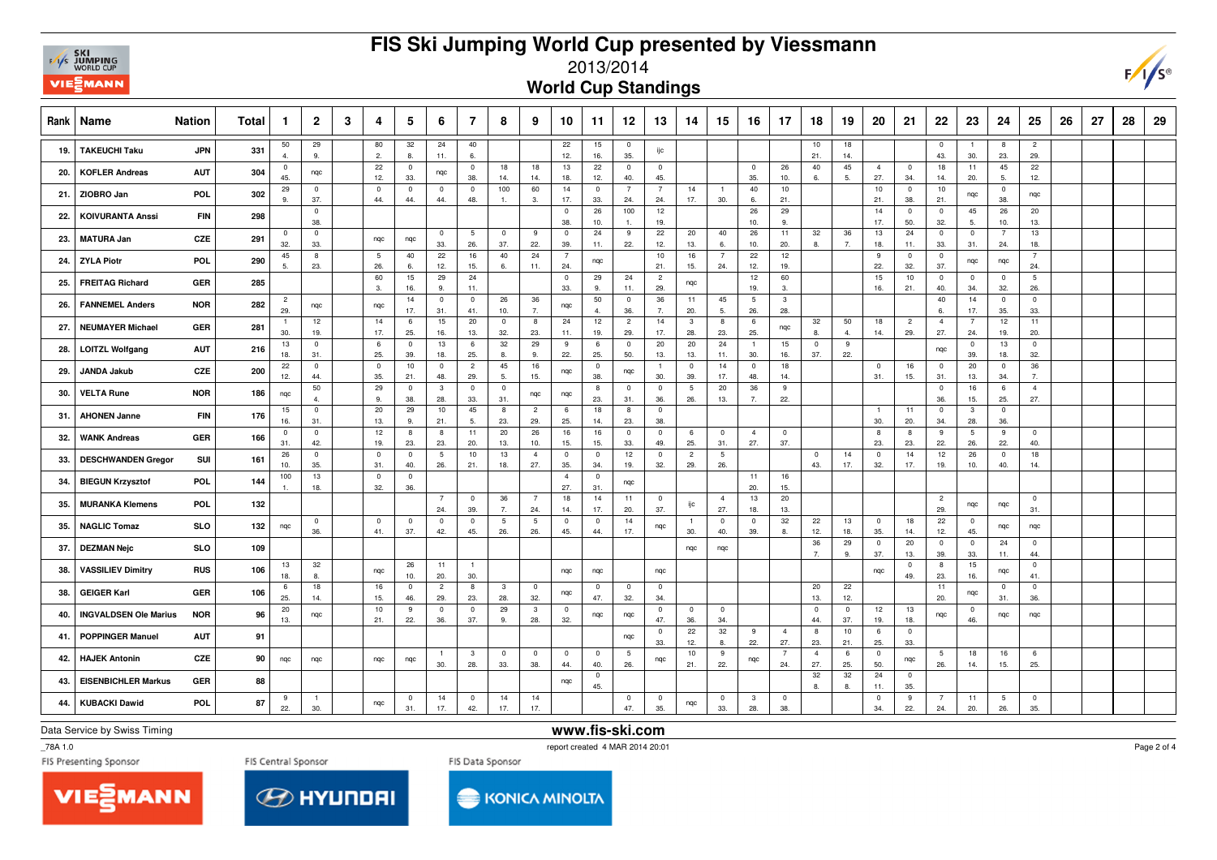# FIS Ski Jumping World Cup presented by Viessmann

## 2013/2014

## World Cup Standings

| Rank | Name | Nation | Total | 1 | 2 | 3 | 4 | 5 | 6 | 7 | 8 | 9 | 10 | 11 | 12 | 13 | 14 | 15 | 16 | 17 | 18 | 19 | 20 | 21 | 22 | 23 | 24 | 25 | 26 | 27 | 28 | 29 |
|---|---|---|---|---|---|---|---|---|---|---|---|---|---|---|---|---|---|---|---|---|---|---|---|---|---|---|---|---|---|---|---|---|
| 19. | TAKEUCHI Taku | JPN | 331 | 50 4. | 29 9. | | 80 2. | 32 8. | 24 11. | 40 6. | | | 22 12. | 15 16. | 0 35. | ijc | | | | | 10 21. | 18 14. | | | 0 43. | 1 30. | 8 23. | 2 29. | | | | |
| 20. | KOFLER Andreas | AUT | 304 | 0 45. | nqc | | 22 12. | 0 33. | nqc | 0 38. | 18 14. | 18 14. | 13 18. | 22 12. | 0 40. | 0 45. | | | 0 35. | 26 10. | 40 6. | 45 5. | 4 27. | 0 34. | 18 14. | 11 20. | 45 5. | 22 12. | | | | |
| 21. | ZIOBRO Jan | POL | 302 | 29 9. | 0 37. | | 0 44. | 0 44. | 0 44. | 0 48. | 100 1. | 60 3. | 14 17. | 0 33. | 7 24. | 7 24. | 14 17. | 1 30. | 40 6. | 10 21. | | | 10 21. | 0 38. | 10 21. | nqc | 0 38. | nqc | | | | |
| 22. | KOIVURANTA Anssi | FIN | 298 | | 0 38. | | | | | | | | 0 38. | 26 10. | 100 1. | 12 19. | | | 26 10. | 29 9. | | | 14 17. | 0 50. | 0 32. | 45 5. | 26 10. | 20 13. | | | | |
| 23. | MATURA Jan | CZE | 291 | 0 32. | 0 33. | | nqc | nqc | 0 33. | 5 26. | 0 37. | 9 22. | 0 39. | 24 11. | 9 22. | 22 12. | 20 13. | 40 6. | 26 10. | 11 20. | 32 8. | 36 7. | 13 18. | 24 11. | 0 33. | 0 31. | 7 24. | 13 18. | | | | |
| 24. | ZYLA Piotr | POL | 290 | 45 5. | 8 23. | | 5 26. | 40 6. | 22 12. | 16 15. | 40 6. | 24 11. | 7 24. | nqc | | 10 21. | 16 15. | 7 24. | 22 12. | 12 19. | | | 9 22. | 0 32. | 0 37. | nqc | nqc | 7 24. | | | | |
| 25. | FREITAG Richard | GER | 285 | | | | 60 3. | 15 16. | 29 9. | 24 11. | | | 0 33. | 29 9. | 24 11. | 2 29. | nqc | | 12 19. | 60 3. | | | 15 16. | 10 21. | 0 40. | 0 34. | 0 32. | 5 26. | | | | |
| 26. | FANNEMEL Anders | NOR | 282 | 2 29. | nqc | | nqc | 14 17. | 0 31. | 0 41. | 26 10. | 36 7. | nqc | 50 4. | 0 36. | 36 7. | 11 20. | 45 5. | 5 26. | 3 28. | | | | | 40 6. | 14 17. | 0 35. | 0 33. | | | | |
| 27. | NEUMAYER Michael | GER | 281 | 1 30. | 12 19. | | 14 17. | 6 25. | 15 16. | 20 13. | 0 32. | 8 23. | 24 11. | 12 19. | 2 29. | 14 17. | 3 28. | 8 23. | 6 25. | nqc | 32 8. | 50 4. | 18 14. | 2 29. | 4 27. | 7 24. | 12 19. | 11 20. | | | | |
| 28. | LOITZL Wolfgang | AUT | 216 | 13 18. | 0 31. | | 6 25. | 0 39. | 13 18. | 6 25. | 32 8. | 29 9. | 9 22. | 6 25. | 0 50. | 20 13. | 20 13. | 24 11. | 1 30. | 15 16. | 0 37. | 9 22. | | | nqc | 0 39. | 13 18. | 0 32. | | | | |
| 29. | JANDA Jakub | CZE | 200 | 22 12. | 0 44. | | 0 35. | 10 21. | 0 48. | 2 29. | 45 5. | 16 15. | nqc | 0 38. | nqc | 1 30. | 0 39. | 14 17. | 0 48. | 18 14. | | | 0 31. | 16 15. | 0 31. | 20 13. | 0 34. | 36 7. | | | | |
| 30. | VELTA Rune | NOR | 186 | nqc | 50 4. | | 29 9. | 0 38. | 3 28. | 0 33. | 0 31. | nqc | nqc | 8 23. | 0 31. | 0 36. | 5 26. | 20 13. | 36 7. | 9 22. | | | | | 0 36. | 16 15. | 6 25. | 4 27. | | | | |
| 31. | AHONEN Janne | FIN | 176 | 15 16. | 0 31. | | 20 13. | 29 9. | 10 21. | 45 5. | 8 23. | 2 29. | 6 25. | 18 14. | 8 23. | 0 38. | | | | | | | 1 30. | 11 20. | 0 34. | 3 28. | 0 36. | | | | | |
| 32. | WANK Andreas | GER | 166 | 0 31. | 0 42. | | 12 19. | 8 23. | 8 23. | 11 20. | 20 13. | 26 10. | 16 15. | 16 15. | 0 33. | 0 49. | 6 25. | 0 31. | 4 27. | 0 37. | | | 8 23. | 8 23. | 9 22. | 5 26. | 9 22. | 0 40. | | | | |
| 33. | DESCHWANDEN Gregor | SUI | 161 | 26 10. | 0 35. | | 0 31. | 0 40. | 5 26. | 10 21. | 13 18. | 4 27. | 0 35. | 0 34. | 12 19. | 0 32. | 2 29. | 5 26. | | | 0 43. | 14 17. | 0 32. | 14 17. | 12 19. | 26 10. | 0 40. | 18 14. | | | | |
| 34. | BIEGUN Krzysztof | POL | 144 | 100 1. | 13 18. | | 0 32. | 0 36. | | | | | 4 27. | 0 31. | nqc | | | | 11 20. | 16 15. | | | | | | | | | | | | |
| 35. | MURANKA Klemens | POL | 132 | | | | | | 7 24. | 0 39. | 36 7. | 7 24. | 18 14. | 14 17. | 11 20. | 0 37. | ijc | 4 27. | 13 18. | 20 13. | | | | | 2 29. | nqc | nqc | 0 31. | | | | |
| 35. | NAGLIC Tomaz | SLO | 132 | nqc | 0 36. | | 0 41. | 0 37. | 0 42. | 0 45. | 5 26. | 5 26. | 0 45. | 0 44. | 14 17. | nqc | 1 30. | 0 40. | 0 39. | 32 8. | 22 12. | 13 18. | 0 35. | 18 14. | 22 12. | 0 45. | nqc | nqc | | | | |
| 37. | DEZMAN Nejc | SLO | 109 | | | | | | | | | | | | | | nqc | nqc | | | 36 7. | 29 9. | 0 37. | 20 13. | 0 39. | 0 33. | 24 11. | 0 44. | | | | |
| 38. | VASSILIEV Dimitry | RUS | 106 | 13 18. | 32 8. | | nqc | 26 10. | 11 20. | 1 30. | | | nqc | nqc | | nqc | | | | | | | nqc | 0 49. | 8 23. | 15 16. | nqc | 0 41. | | | | |
| 38. | GEIGER Karl | GER | 106 | 6 25. | 18 14. | | 16 15. | 0 46. | 2 29. | 8 23. | 3 28. | 0 32. | nqc | 0 47. | 0 32. | 0 34. | | | | | 20 13. | 22 12. | | | 11 20. | nqc | 0 31. | 0 36. | | | | |
| 40. | INGVALDSEN Ole Marius | NOR | 96 | 20 13. | nqc | | 10 21. | 9 22. | 0 36. | 0 37. | 29 9. | 3 28. | 0 32. | nqc | nqc | 0 47. | 0 36. | 0 34. | | | 0 44. | 0 37. | 12 19. | 13 18. | nqc | 0 46. | nqc | nqc | | | | |
| 41. | POPPINGER Manuel | AUT | 91 | | | | | | | | | | | | nqc | 0 33. | 22 12. | 32 8. | 9 22. | 4 27. | 8 23. | 10 21. | 6 25. | 0 33. | | | | | | | | |
| 42. | HAJEK Antonin | CZE | 90 | nqc | nqc | | nqc | nqc | 1 30. | 3 28. | 0 33. | 0 38. | 0 44. | 0 40. | 5 26. | nqc | 10 21. | 9 22. | nqc | 7 24. | 4 27. | 6 25. | 0 50. | nqc | 5 26. | 18 14. | 16 15. | 6 25. | | | | |
| 43. | EISENBICHLER Markus | GER | 88 | | | | | | | | | | nqc | 0 45. | | | | | | | 32 8. | 32 8. | 24 11. | 0 35. | | | | | | | | |
| 44. | KUBACKI Dawid | POL | 87 | 9 22. | 1 30. | | nqc | 0 31. | 14 17. | 0 42. | 14 17. | 14 17. | | | 0 47. | 0 35. | nqc | 0 33. | 3 28. | 0 38. | | | 0 34. | 9 22. | 7 24. | 11 20. | 5 26. | 0 35. | | | | |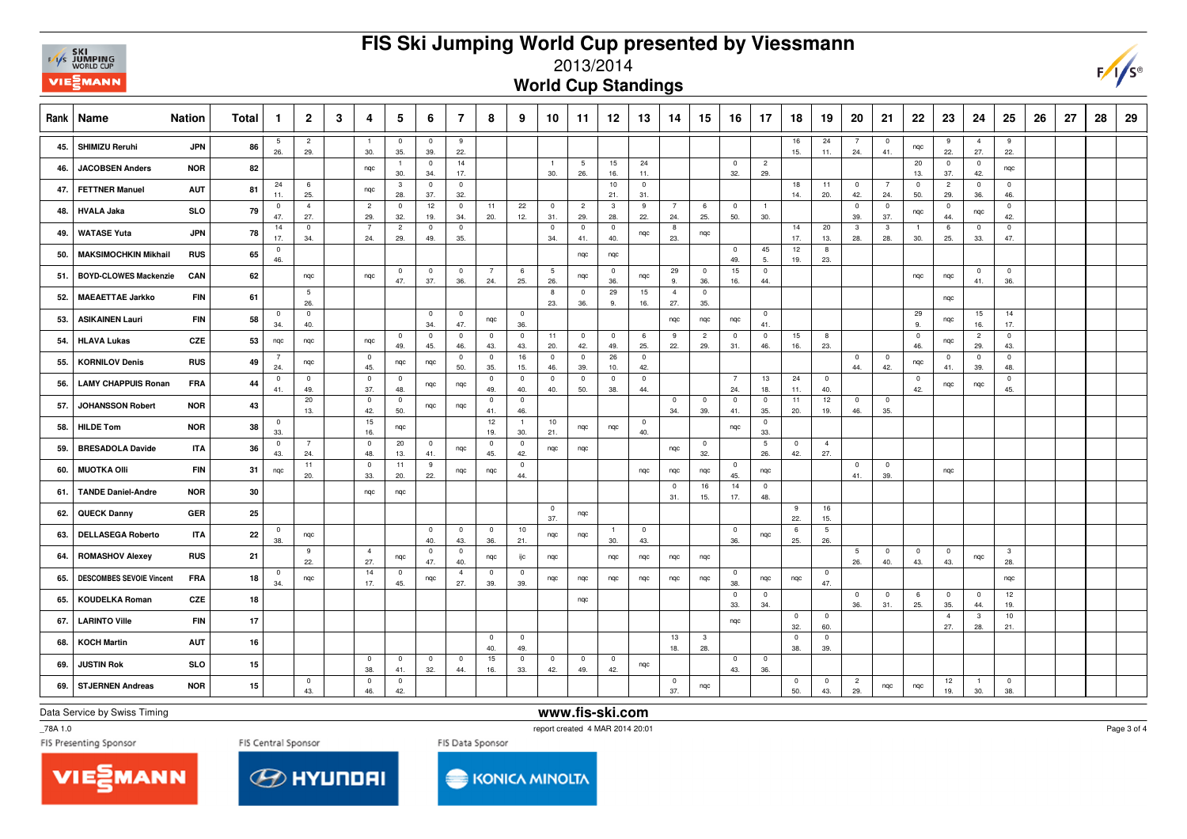# FIS Ski Jumping World Cup presented by Viessmann

## 2013/2014

## World Cup Standings

| Rank | Name | Nation | Total | 1 | 2 | 3 | 4 | 5 | 6 | 7 | 8 | 9 | 10 | 11 | 12 | 13 | 14 | 15 | 16 | 17 | 18 | 19 | 20 | 21 | 22 | 23 | 24 | 25 | 26 | 27 | 28 | 29 |
|---|---|---|---|---|---|---|---|---|---|---|---|---|---|---|---|---|---|---|---|---|---|---|---|---|---|---|---|---|---|---|---|---|
| 45. | SHIMIZU Reruhi | JPN | 86 | 5 26. | 2 29. | | 1 30. | 0 35. | 0 39. | 9 22. | | | | | | | | | | | 16 15. | 24 11. | 7 24. | 0 41. | nqc | 9 22. | 4 27. | 9 22. | | | | |
| 46. | JACOBSEN Anders | NOR | 82 | | | | nqc | 1 30. | 0 34. | 14 17. | | | 1 30. | 5 26. | 15 16. | 24 11. | | | 0 32. | 2 29. | | | | | 20 13. | 0 37. | 0 42. | nqc | | | | |
| 47. | FETTNER Manuel | AUT | 81 | 24 11. | 6 25. | | nqc | 3 28. | 0 37. | 0 32. | | | | | 10 21. | 0 31. | | | | | 18 14. | 11 20. | 0 42. | 7 24. | 0 50. | 2 29. | 0 36. | 0 46. | | | | |
| 48. | HVALA Jaka | SLO | 79 | 0 47. | 4 27. | | 2 29. | 0 32. | 12 19. | 0 34. | 11 20. | 22 12. | 0 31. | 2 29. | 3 28. | 9 22. | 7 24. | 6 25. | 0 50. | 1 30. | | | 0 39. | 0 37. | nqc | 0 44. | nqc | 0 42. | | | | |
| 49. | WATASE Yuta | JPN | 78 | 14 17. | 0 34. | | 7 24. | 2 29. | 0 49. | 0 35. | | | 0 34. | 0 41. | 0 40. | nqc | 8 23. | nqc | | | 14 17. | 20 13. | 3 28. | 3 28. | 1 30. | 6 25. | 0 33. | 0 47. | | | | |
| 50. | MAKSIMOCHKIN Mikhail | RUS | 65 | 0 46. | | | | | | | | | | nqc | nqc | | | | 0 49. | 45 5. | 12 19. | 8 23. | | | | | | | | | | |
| 51. | BOYD-CLOWES Mackenzie | CAN | 62 | | nqc | | nqc | 0 47. | 0 37. | 0 36. | 7 24. | 6 25. | 5 26. | nqc | 0 36. | nqc | 29 9. | 0 36. | 15 16. | 0 44. | | | | | nqc | nqc | 0 41. | 0 36. | | | | |
| 52. | MAEAETTAE Jarkko | FIN | 61 | | 5 26. | | | | | | | | 8 23. | 0 36. | 29 9. | 15 16. | 4 27. | 0 35. | | | | | | | | nqc | | | | | | |
| 53. | ASIKAINEN Lauri | FIN | 58 | 0 34. | 0 40. | | | | 0 34. | 0 47. | nqc | 0 36. | | | | | nqc | nqc | nqc | 0 41. | | | | | 29 9. | nqc | 15 16. | 14 17. | | | | |
| 54. | HLAVA Lukas | CZE | 53 | nqc | nqc | | nqc | 0 49. | 0 45. | 0 46. | 0 43. | 0 43. | 11 20. | 0 42. | 0 49. | 6 25. | 9 22. | 2 29. | 0 31. | 0 46. | 15 16. | 8 23. | | | 0 46. | nqc | 2 29. | 0 43. | | | | |
| 55. | KORNILOV Denis | RUS | 49 | 7 24. | nqc | | 0 45. | nqc | nqc | 0 50. | 0 35. | 16 15. | 0 46. | 0 39. | 26 10. | 0 42. | | | | | | | 0 44. | 0 42. | nqc | 0 41. | 0 39. | 0 48. | | | | |
| 56. | LAMY CHAPPUIS Ronan | FRA | 44 | 0 41. | 0 49. | | 0 37. | 0 48. | nqc | nqc | 0 49. | 0 40. | 0 40. | 0 50. | 0 38. | 0 44. | | | 7 24. | 13 18. | 24 11. | 0 40. | | | 0 42. | nqc | nqc | 0 45. | | | | |
| 57. | JOHANSSON Robert | NOR | 43 | | 20 13. | | 0 42. | 0 50. | nqc | nqc | 0 41. | 0 46. | | | | | 0 34. | 0 39. | 0 41. | 0 35. | 11 20. | 12 19. | 0 46. | 0 35. | | | | | | | | |
| 58. | HILDE Tom | NOR | 38 | 0 33. | | | 15 16. | nqc | | | 12 19. | 1 30. | 10 21. | nqc | nqc | 0 40. | | | nqc | 0 33. | | | | | | | | | | | | |
| 59. | BRESADOLA Davide | ITA | 36 | 0 43. | 7 24. | | 0 48. | 20 13. | 0 41. | nqc | 0 45. | 0 42. | nqc | nqc | | | nqc | 0 32. | | 5 26. | 0 42. | 4 27. | | | | | | | | | | |
| 60. | MUOTKA Olli | FIN | 31 | nqc | 11 20. | | 0 33. | 11 20. | 9 22. | nqc | nqc | 0 44. | | | | nqc | nqc | nqc | 0 45. | nqc | | | 0 41. | 0 39. | | nqc | | | | | | |
| 61. | TANDE Daniel-Andre | NOR | 30 | | | | nqc | nqc | | | | | | | | | 0 31. | 16 15. | 14 17. | 0 48. | | | | | | | | | | | | |
| 62. | QUECK Danny | GER | 25 | | | | | | | | | | 0 37. | nqc | | | | | | | 9 22. | 16 15. | | | | | | | | | | |
| 63. | DELLASEGA Roberto | ITA | 22 | 0 38. | nqc | | | | 0 40. | 0 43. | 0 36. | 10 21. | nqc | nqc | 1 30. | 0 43. | | | 0 36. | nqc | 6 25. | 5 26. | | | | | | | | | | |
| 64. | ROMASHOV Alexey | RUS | 21 | | 9 22. | | 4 27. | nqc | 0 47. | 0 40. | nqc | ijc | nqc | | nqc | nqc | nqc | nqc | | | | | 5 26. | 0 40. | 0 43. | 0 43. | nqc | 3 28. | | | | |
| 65. | DESCOMBES SEVOIE Vincent | FRA | 18 | 0 34. | nqc | | 14 17. | 0 45. | nqc | 4 27. | 0 39. | 0 39. | nqc | nqc | nqc | nqc | nqc | nqc | 0 38. | nqc | nqc | 0 47. | | | | | | nqc | | | | |
| 65. | KOUDELKA Roman | CZE | 18 | | | | | | | | | | | nqc | | | | | 0 33. | 0 34. | | | 0 36. | 0 31. | 6 25. | 0 35. | 0 44. | 12 19. | | | | |
| 67. | LARINTO Ville | FIN | 17 | | | | | | | | | | | | | | | | nqc | | 0 32. | 0 60. | | | | 4 27. | 3 28. | 10 21. | | | | |
| 68. | KOCH Martin | AUT | 16 | | | | | | | | 0 40. | 0 49. | | | | | 13 18. | 3 28. | | | 0 38. | 0 39. | | | | | | | | | | |
| 69. | JUSTIN Rok | SLO | 15 | | | | 0 38. | 0 41. | 0 32. | 0 44. | 15 16. | 0 33. | 0 42. | 0 49. | 0 42. | nqc | | | 0 43. | 0 36. | | | | | | | | | | | | |
| 69. | STJERNEN Andreas | NOR | 15 | | 0 43. | | 0 46. | 0 42. | | | | | | | | | 0 37. | nqc | | | 0 50. | 0 43. | 2 29. | nqc | nqc | 12 19. | 1 30. | 0 38. | | | | |

Data Service by Swiss Timing

www.fis-ski.com

report created 4 MAR 2014 20:01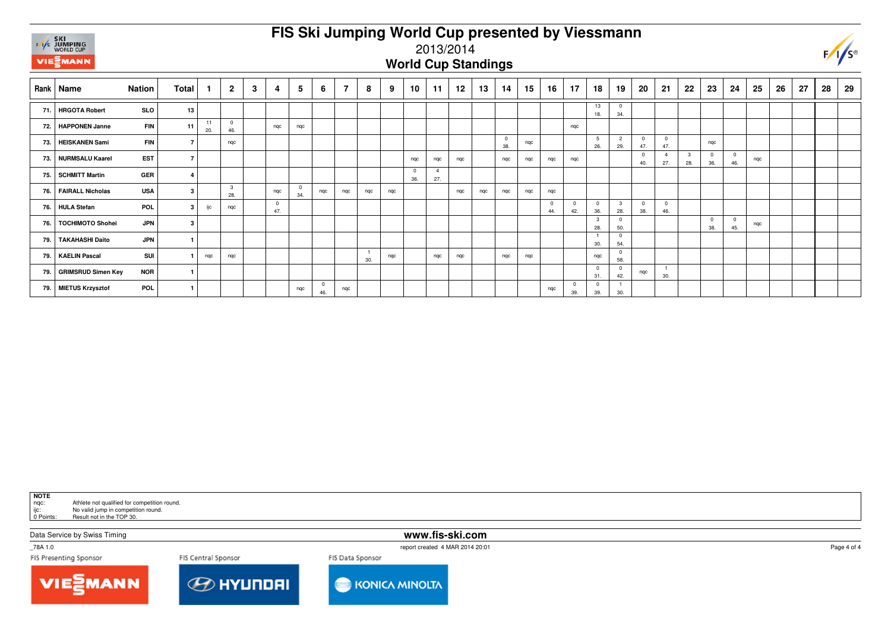# FIS Ski Jumping World Cup presented by Viessmann

## 2013/2014

## World Cup Standings

| Rank | Name | Nation | Total | 1 | 2 | 3 | 4 | 5 | 6 | 7 | 8 | 9 | 10 | 11 | 12 | 13 | 14 | 15 | 16 | 17 | 18 | 19 | 20 | 21 | 22 | 23 | 24 | 25 | 26 | 27 | 28 | 29 |
|---|---|---|---|---|---|---|---|---|---|---|---|---|---|---|---|---|---|---|---|---|---|---|---|---|---|---|---|---|---|---|---|---|
| 71. | HRGOTA Robert | SLO | 13 | | | | | | | | | | | | | | | | | | 13 18. | 0 34. | | | | | | | | | | |
| 72. | HAPPONEN Janne | FIN | 11 | 11 20. | 0 46. | | nqc | nqc | | | | | | | | | | | | nqc | | | | | | | | | | | | |
| 73. | HEISKANEN Sami | FIN | 7 | | nqc | | | | | | | | | | | | 0 38. | nqc | | | 5 26. | 2 29. | 0 47. | 0 47. | | nqc | | | | | | |
| 73. | NURMSALU Kaarel | EST | 7 | | | | | | | | | | nqc | nqc | nqc | | nqc | nqc | nqc | nqc | | | 0 40. | 4 27. | 3 28. | 0 36. | 0 46. | nqc | | | | |
| 75. | SCHMITT Martin | GER | 4 | | | | | | | | | | 0 36. | 4 27. | | | | | | | | | | | | | | | | | | |
| 76. | FAIRALL Nicholas | USA | 3 | | 3 28. | | nqc | 0 34. | nqc | nqc | nqc | nqc | | | nqc | nqc | nqc | nqc | nqc | | | | | | | | | | | | | |
| 76. | HULA Stefan | POL | 3 | ijc | nqc | | 0 47. | | | | | | | | | | | | 0 44. | 0 42. | 0 36. | 3 28. | 0 38. | 0 46. | | | | | | | | |
| 76. | TOCHIMOTO Shohei | JPN | 3 | | | | | | | | | | | | | | | | | | 3 28. | 0 50. | | | | 0 38. | 0 45. | nqc | | | | |
| 79. | TAKAHASHI Daito | JPN | 1 | | | | | | | | | | | | | | | | | | 1 30. | 0 54. | | | | | | | | | | |
| 79. | KAELIN Pascal | SUI | 1 | nqc | nqc | | | | | | 1 30. | nqc | | nqc | nqc | | nqc | nqc | | | nqc | 0 58. | | | | | | | | | | |
| 79. | GRIMSRUD Simen Key | NOR | 1 | | | | | | | | | | | | | | | | | | 0 31. | 0 42. | nqc | 1 30. | | | | | | | | |
| 79. | MIETUS Krzysztof | POL | 1 | | | | | nqc | 0 46. | nqc | | | | | | | | | nqc | 0 39. | 0 39. | 1 30. | | | | | | | | | | |

**NOTE**
nqc: Athlete not qualified for competition round.
ijc: No valid jump in competition round.
0 Points: Result not in the TOP 30.

Data Service by Swiss Timing

www.fis-ski.com

_78A 1.0

report created 4 MAR 2014 20:01

FIS Presenting Sponsor: VIESSMANN
FIS Central Sponsor: HYUNDAI
FIS Data Sponsor: KONICA MINOLTA